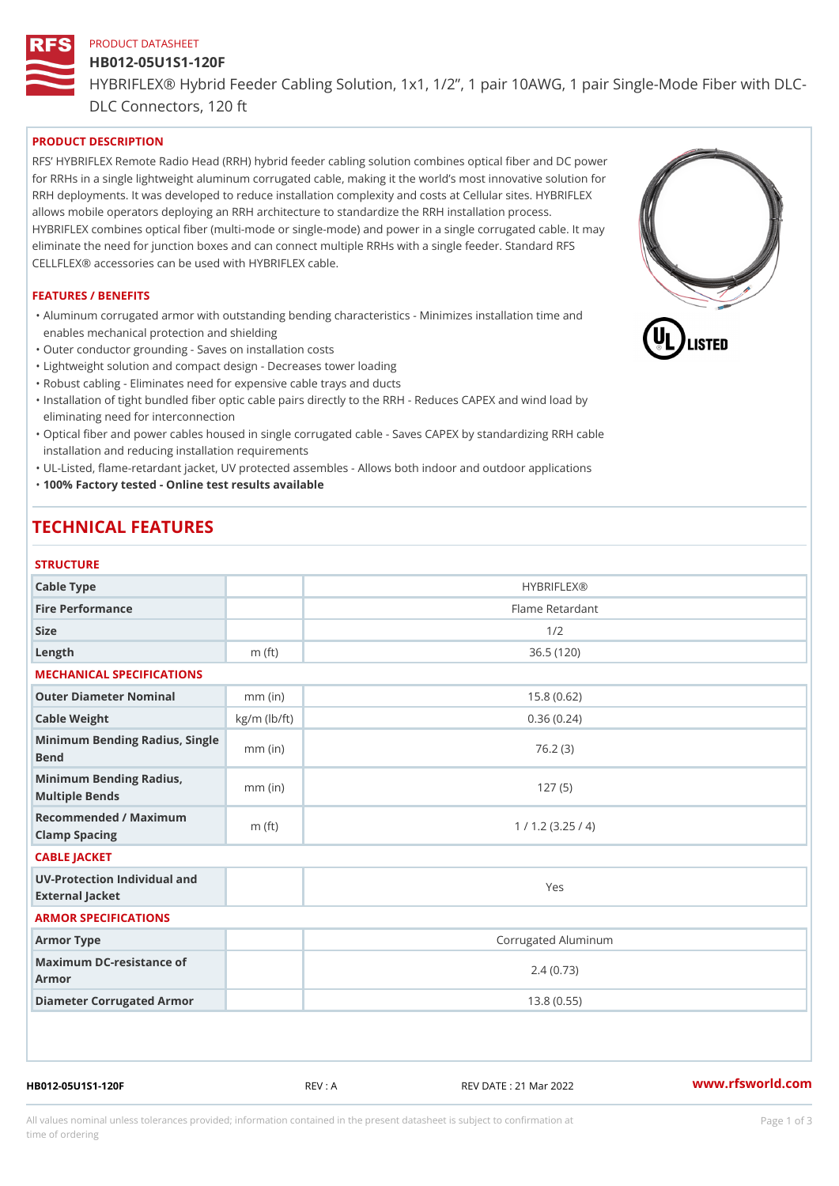PRODUCT DATASHEET

# HB012-05U1S1-120F

HYBRIFLEX® Hybrid Feeder Cabling Solution, 1x1, 1/2", 1 pair 10AWG, 1 pair Single-Mode Fiber with DLC-DLC Connectors, 120 ft

## PRODUCT DESCRIPTION

RFS' HYBRIFLEX Remote Radio Head (RRH) hybrid feeder cabling solution combines optical fiber and DC power for RRHs in a single lightweight aluminum corrugated cable, making it the world's most innovative solution for RRH deployments. It was developed to reduce installation complexity and costs at Cellular sites. HYBRIFLEX allows mobile operators deploying an RRH architecture to standardize the RRH installation process. HYBRIFLEX combines optical fiber (multi-mode or single-mode) and power in a single corrugated cable. It may eliminate the need for junction boxes and can connect multiple RRHs with a single feeder. Standard RFS CELLFLEX® accessories can be used with HYBRIFLEX cable.

## FEATURES / BENEFITS

- Aluminum corrugated armor with outstanding bending characteristics - Minimizes installation time and enables mechanical protection and shielding
- Outer conductor grounding - Saves on installation costs
- Lightweight solution and compact design - Decreases tower loading
- Robust cabling - Eliminates need for expensive cable trays and ducts
- Installation of tight bundled fiber optic cable pairs directly to the RRH - Reduces CAPEX and wind load by eliminating need for interconnection
- Optical fiber and power cables housed in single corrugated cable - Saves CAPEX by standardizing RRH cable installation and reducing installation requirements
- UL-Listed, flame-retardant jacket, UV protected assembles - Allows both indoor and outdoor applications
- **100% Factory tested - Online test results available**

# TECHNICAL FEATURES

### STRUCTURE

| | | |
|---|---|---|
| Cable Type | | HYBRIFLEX® |
| Fire Performance | | Flame Retardant |
| Size | | 1/2 |
| Length | m (ft) | 36.5 (120) |

### MECHANICAL SPECIFICATIONS

| | | |
|---|---|---|
| Outer Diameter Nominal | mm (in) | 15.8 (0.62) |
| Cable Weight | kg/m (lb/ft) | 0.36 (0.24) |
| Minimum Bending Radius, Single Bend | mm (in) | 76.2 (3) |
| Minimum Bending Radius, Multiple Bends | mm (in) | 127 (5) |
| Recommended / Maximum Clamp Spacing | m (ft) | 1 / 1.2 (3.25 / 4) |

### CABLE JACKET

| | | |
|---|---|---|
| UV-Protection Individual and External Jacket | | Yes |

### ARMOR SPECIFICATIONS

| | | |
|---|---|---|
| Armor Type | | Corrugated Aluminum |
| Maximum DC-resistance of Armor | | 2.4 (0.73) |
| Diameter Corrugated Armor | | 13.8 (0.55) |

HB012-05U1S1-120F REV : A REV DATE : 21 Mar 2022 www.rfsworld.com

All values nominal unless tolerances provided; information contained in the present datasheet is subject to confirmation at time of ordering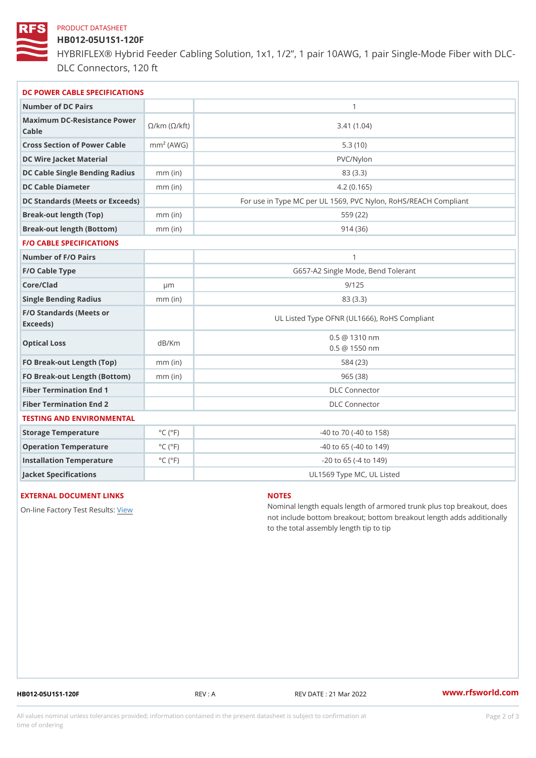PRODUCT DATASHEET

# HB012-05U1S1-120F

HYBRIFLEX® Hybrid Feeder Cabling Solution, 1x1, 1/2”, 1 pair 10AWG, 1 pair Single-Mode Fiber with DLC-DLC Connectors, 120 ft

## DC POWER CABLE SPECIFICATIONS

| | | |
|---|---|---|
| Number of DC Pairs | | 1 |
| Maximum DC-Resistance Power Cable | Ω/km (Ω/kft) | 3.41 (1.04) |
| Cross Section of Power Cable | $mm^2$ (AWG) | 5.3 (10) |
| DC Wire Jacket Material | | PVC/Nylon |
| DC Cable Single Bending Radius | mm (in) | 83 (3.3) |
| DC Cable Diameter | mm (in) | 4.2 (0.165) |
| DC Standards (Meets or Exceeds) | | For use in Type MC per UL 1569, PVC Nylon, RoHS/REACH Compliant |
| Break-out length (Top) | mm (in) | 559 (22) |
| Break-out length (Bottom) | mm (in) | 914 (36) |

## F/O CABLE SPECIFICATIONS

| | | |
|---|---|---|
| Number of F/O Pairs | | 1 |
| F/O Cable Type | | G657-A2 Single Mode, Bend Tolerant |
| Core/Clad | μm | 9/125 |
| Single Bending Radius | mm (in) | 83 (3.3) |
| F/O Standards (Meets or Exceeds) | | UL Listed Type OFNR (UL1666), RoHS Compliant |
| Optical Loss | dB/Km | 0.5 @ 1310 nm<br>0.5 @ 1550 nm |
| FO Break-out Length (Top) | mm (in) | 584 (23) |
| FO Break-out Length (Bottom) | mm (in) | 965 (38) |
| Fiber Termination End 1 | | DLC Connector |
| Fiber Termination End 2 | | DLC Connector |

## TESTING AND ENVIRONMENTAL

| | | |
|---|---|---|
| Storage Temperature | °C (°F) | -40 to 70 (-40 to 158) |
| Operation Temperature | °C (°F) | -40 to 65 (-40 to 149) |
| Installation Temperature | °C (°F) | -20 to 65 (-4 to 149) |
| Jacket Specifications | | UL1569 Type MC, UL Listed |

## EXTERNAL DOCUMENT LINKS

On-line Factory Test Results: View

## NOTES

Nominal length equals length of armored trunk plus top breakout, does not include bottom breakout; bottom breakout length adds additionally to the total assembly length tip to tip

HB012-05U1S1-120F REV : A REV DATE : 21 Mar 2022 www.rfsworld.com

All values nominal unless tolerances provided; information contained in the present datasheet is subject to confirmation at time of ordering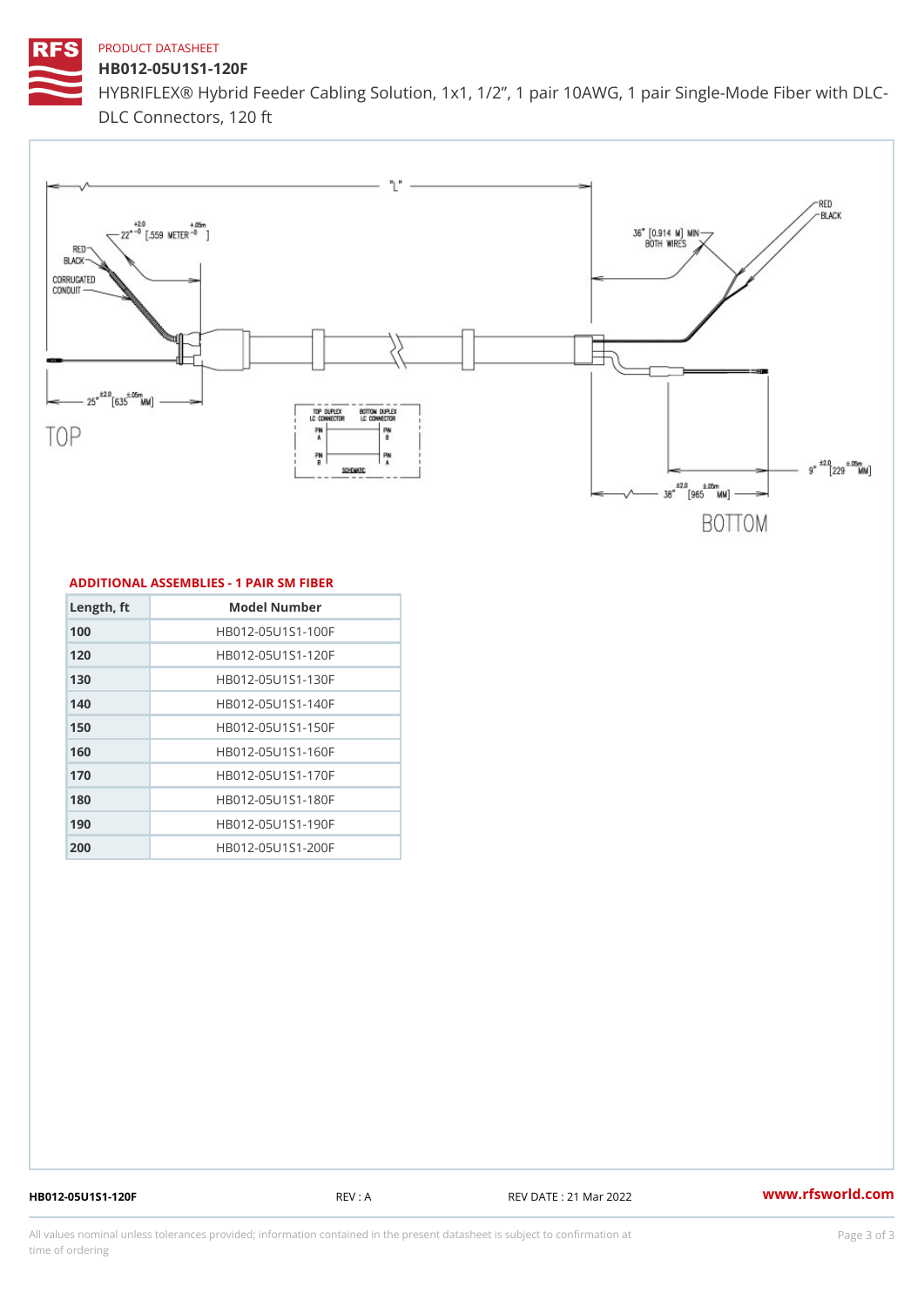PRODUCT DATASHEET

# HB012-05U1S1-120F

HYBRIFLEX® Hybrid Feeder Cabling Solution, 1x1, 1/2”, 1 pair 10AWG, 1 pair Single-Mode Fiber with DLC-DLC Connectors, 120 ft

"L"

22" +2.0 −0 [.559 METER +.05m −0 ]

RED
BLACK
CORRUGATED CONDUIT

36" [0.914 M] MIN BOTH WIRES

RED
BLACK

25" ±2.0 [635 ±.05m MM]

TOP

TOP DUPLEX LC CONNECTOR | BOTTOM DUPLEX LC CONNECTOR
PIN A — PIN B
PIN B — PIN A
SCHEMATIC

9" ±2.0 [229 ±.05m MM]

38" ±2.0 [965 ±.05m MM]

BOTTOM

## ADDITIONAL ASSEMBLIES - 1 PAIR SM FIBER

| Length, ft | Model Number |
|---|---|
| 100 | HB012-05U1S1-100F |
| 120 | HB012-05U1S1-120F |
| 130 | HB012-05U1S1-130F |
| 140 | HB012-05U1S1-140F |
| 150 | HB012-05U1S1-150F |
| 160 | HB012-05U1S1-160F |
| 170 | HB012-05U1S1-170F |
| 180 | HB012-05U1S1-180F |
| 190 | HB012-05U1S1-190F |
| 200 | HB012-05U1S1-200F |

HB012-05U1S1-120F REV : A REV DATE : 21 Mar 2022 www.rfsworld.com

All values nominal unless tolerances provided; information contained in the present datasheet is subject to confirmation at time of ordering